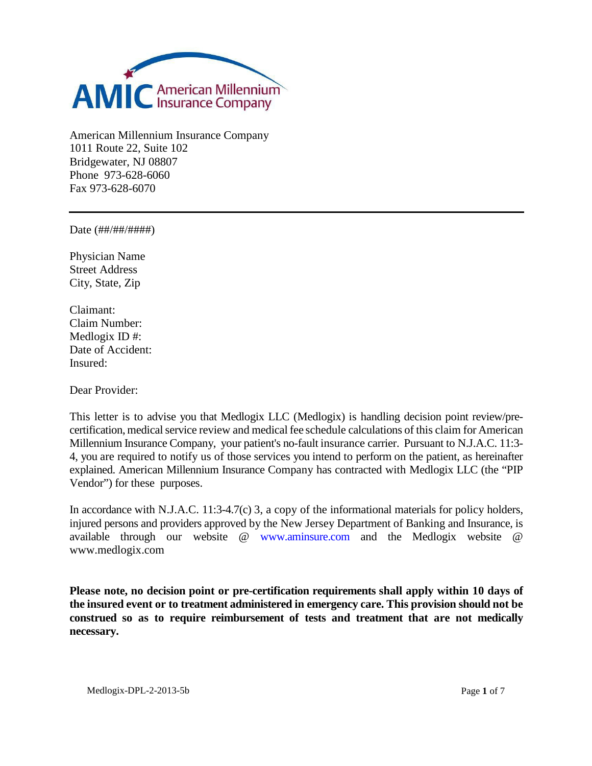AMIC American Millennium Insurance Company

American Millennium Insurance Company
1011 Route 22, Suite 102
Bridgewater, NJ 08807
Phone 973-628-6060
Fax 973-628-6070

---

Date (##/##/####)

Physician Name
Street Address
City, State, Zip

Claimant:
Claim Number:
Medlogix ID #:
Date of Accident:
Insured:

Dear Provider:

This letter is to advise you that Medlogix LLC (Medlogix) is handling decision point review/pre-certification, medical service review and medical fee schedule calculations of this claim for American Millennium Insurance Company, your patient's no-fault insurance carrier. Pursuant to N.J.A.C. 11:3-4, you are required to notify us of those services you intend to perform on the patient, as hereinafter explained. American Millennium Insurance Company has contracted with Medlogix LLC (the "PIP Vendor") for these purposes.

In accordance with N.J.A.C. 11:3-4.7(c) 3, a copy of the informational materials for policy holders, injured persons and providers approved by the New Jersey Department of Banking and Insurance, is available through our website @ www.aminsure.com and the Medlogix website @ www.medlogix.com

**Please note, no decision point or pre-certification requirements shall apply within 10 days of the insured event or to treatment administered in emergency care. This provision should not be construed so as to require reimbursement of tests and treatment that are not medically necessary.**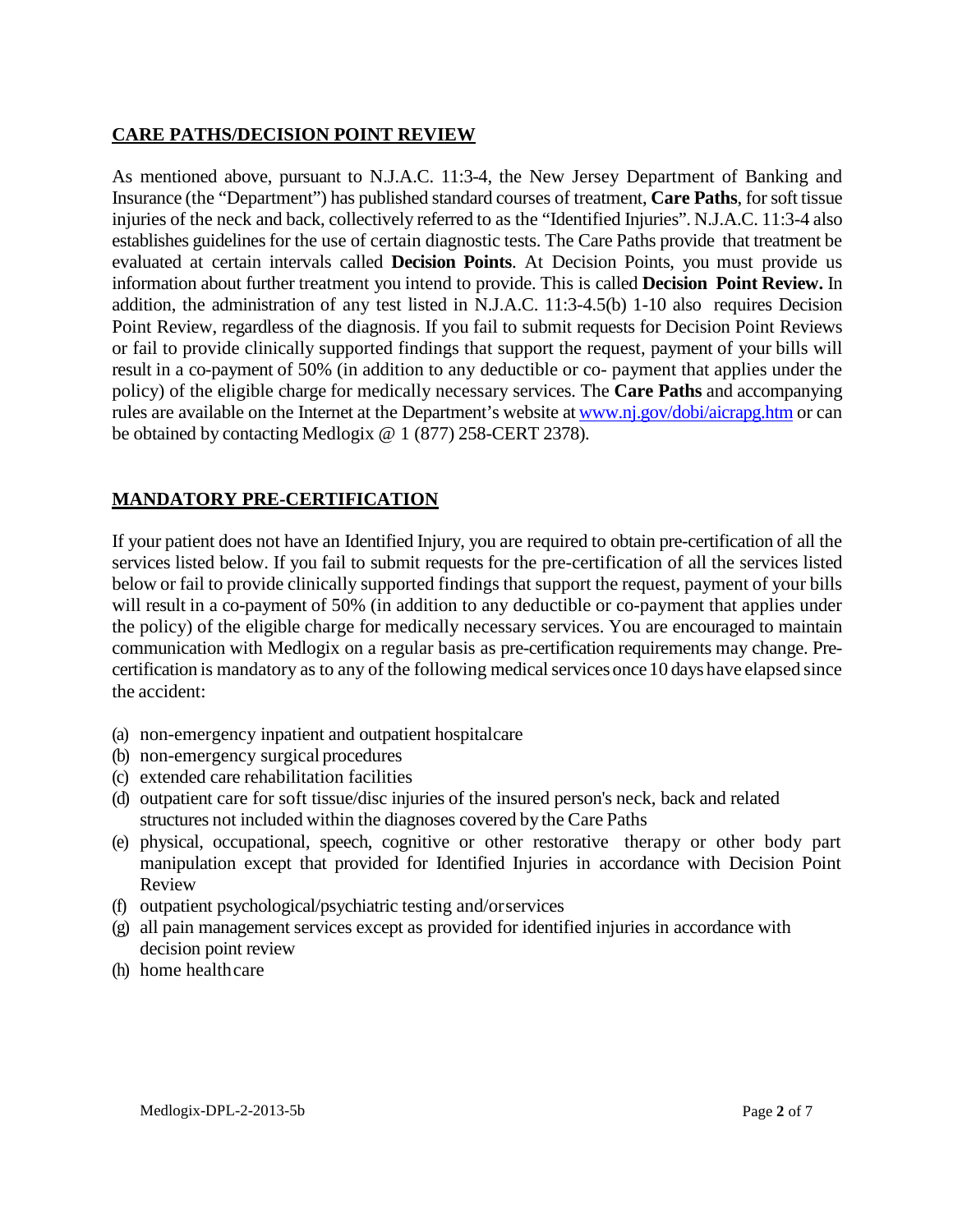## CARE PATHS/DECISION POINT REVIEW

As mentioned above, pursuant to N.J.A.C. 11:3-4, the New Jersey Department of Banking and Insurance (the "Department") has published standard courses of treatment, **Care Paths**, for soft tissue injuries of the neck and back, collectively referred to as the "Identified Injuries". N.J.A.C. 11:3-4 also establishes guidelines for the use of certain diagnostic tests. The Care Paths provide that treatment be evaluated at certain intervals called **Decision Points**. At Decision Points, you must provide us information about further treatment you intend to provide. This is called **Decision Point Review.** In addition, the administration of any test listed in N.J.A.C. 11:3-4.5(b) 1-10 also requires Decision Point Review, regardless of the diagnosis. If you fail to submit requests for Decision Point Reviews or fail to provide clinically supported findings that support the request, payment of your bills will result in a co-payment of 50% (in addition to any deductible or co- payment that applies under the policy) of the eligible charge for medically necessary services. The **Care Paths** and accompanying rules are available on the Internet at the Department's website at www.nj.gov/dobi/aicrapg.htm or can be obtained by contacting Medlogix @ 1 (877) 258-CERT 2378).

## MANDATORY PRE-CERTIFICATION

If your patient does not have an Identified Injury, you are required to obtain pre-certification of all the services listed below. If you fail to submit requests for the pre-certification of all the services listed below or fail to provide clinically supported findings that support the request, payment of your bills will result in a co-payment of 50% (in addition to any deductible or co-payment that applies under the policy) of the eligible charge for medically necessary services. You are encouraged to maintain communication with Medlogix on a regular basis as pre-certification requirements may change. Pre-certification is mandatory as to any of the following medical services once 10 days have elapsed since the accident:

- (a) non-emergency inpatient and outpatient hospital care
- (b) non-emergency surgical procedures
- (c) extended care rehabilitation facilities
- (d) outpatient care for soft tissue/disc injuries of the insured person's neck, back and related structures not included within the diagnoses covered by the Care Paths
- (e) physical, occupational, speech, cognitive or other restorative therapy or other body part manipulation except that provided for Identified Injuries in accordance with Decision Point Review
- (f) outpatient psychological/psychiatric testing and/or services
- (g) all pain management services except as provided for identified injuries in accordance with decision point review
- (h) home health care

Medlogix-DPL-2-2013-5b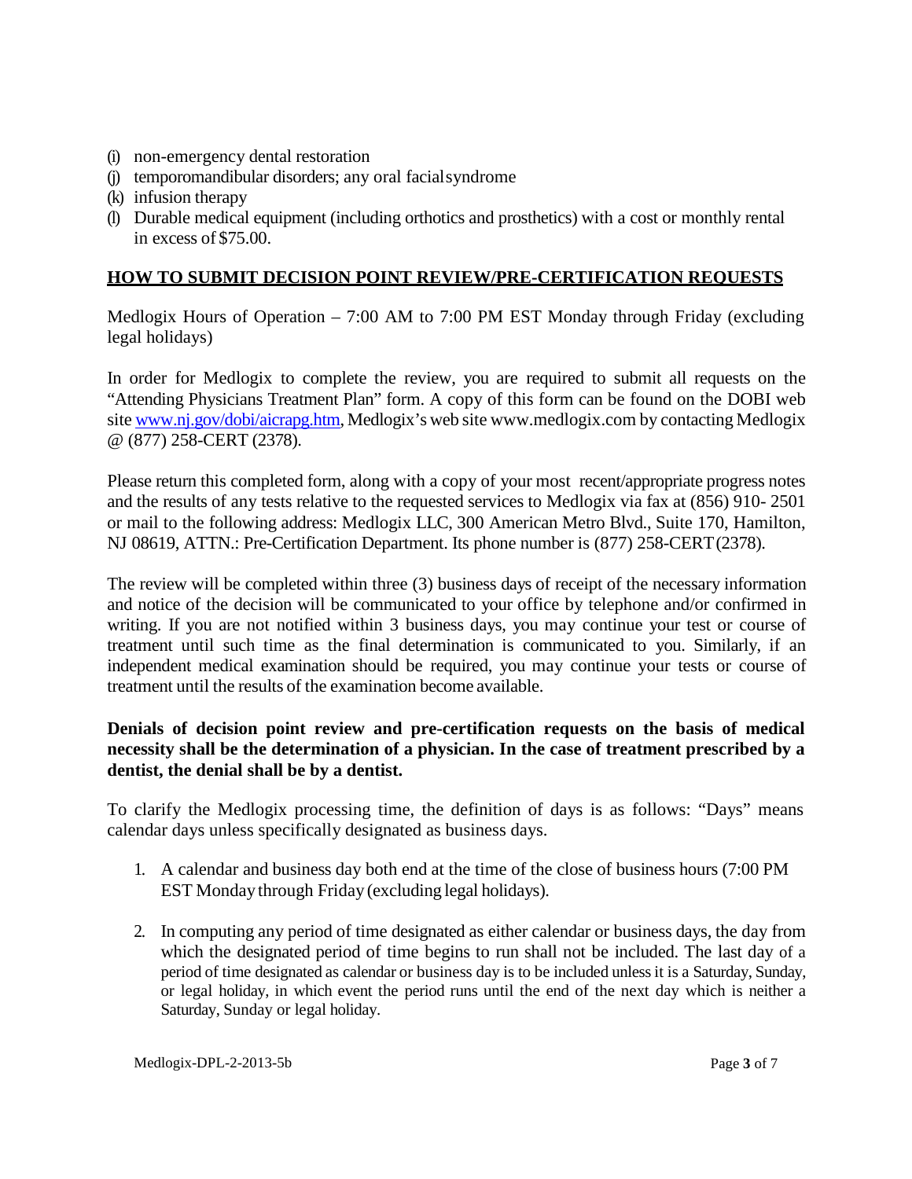(i) non-emergency dental restoration
(j) temporomandibular disorders; any oral facial syndrome
(k) infusion therapy
(l) Durable medical equipment (including orthotics and prosthetics) with a cost or monthly rental in excess of $75.00.

## HOW TO SUBMIT DECISION POINT REVIEW/PRE-CERTIFICATION REQUESTS

Medlogix Hours of Operation – 7:00 AM to 7:00 PM EST Monday through Friday (excluding legal holidays)

In order for Medlogix to complete the review, you are required to submit all requests on the "Attending Physicians Treatment Plan" form. A copy of this form can be found on the DOBI web site www.nj.gov/dobi/aicrapg.htm, Medlogix's web site www.medlogix.com by contacting Medlogix @ (877) 258-CERT (2378).

Please return this completed form, along with a copy of your most recent/appropriate progress notes and the results of any tests relative to the requested services to Medlogix via fax at (856) 910- 2501 or mail to the following address: Medlogix LLC, 300 American Metro Blvd., Suite 170, Hamilton, NJ 08619, ATTN.: Pre-Certification Department. Its phone number is (877) 258-CERT (2378).

The review will be completed within three (3) business days of receipt of the necessary information and notice of the decision will be communicated to your office by telephone and/or confirmed in writing. If you are not notified within 3 business days, you may continue your test or course of treatment until such time as the final determination is communicated to you. Similarly, if an independent medical examination should be required, you may continue your tests or course of treatment until the results of the examination become available.

**Denials of decision point review and pre-certification requests on the basis of medical necessity shall be the determination of a physician. In the case of treatment prescribed by a dentist, the denial shall be by a dentist.**

To clarify the Medlogix processing time, the definition of days is as follows: "Days" means calendar days unless specifically designated as business days.

1. A calendar and business day both end at the time of the close of business hours (7:00 PM EST Monday through Friday (excluding legal holidays).

2. In computing any period of time designated as either calendar or business days, the day from which the designated period of time begins to run shall not be included. The last day of a period of time designated as calendar or business day is to be included unless it is a Saturday, Sunday, or legal holiday, in which event the period runs until the end of the next day which is neither a Saturday, Sunday or legal holiday.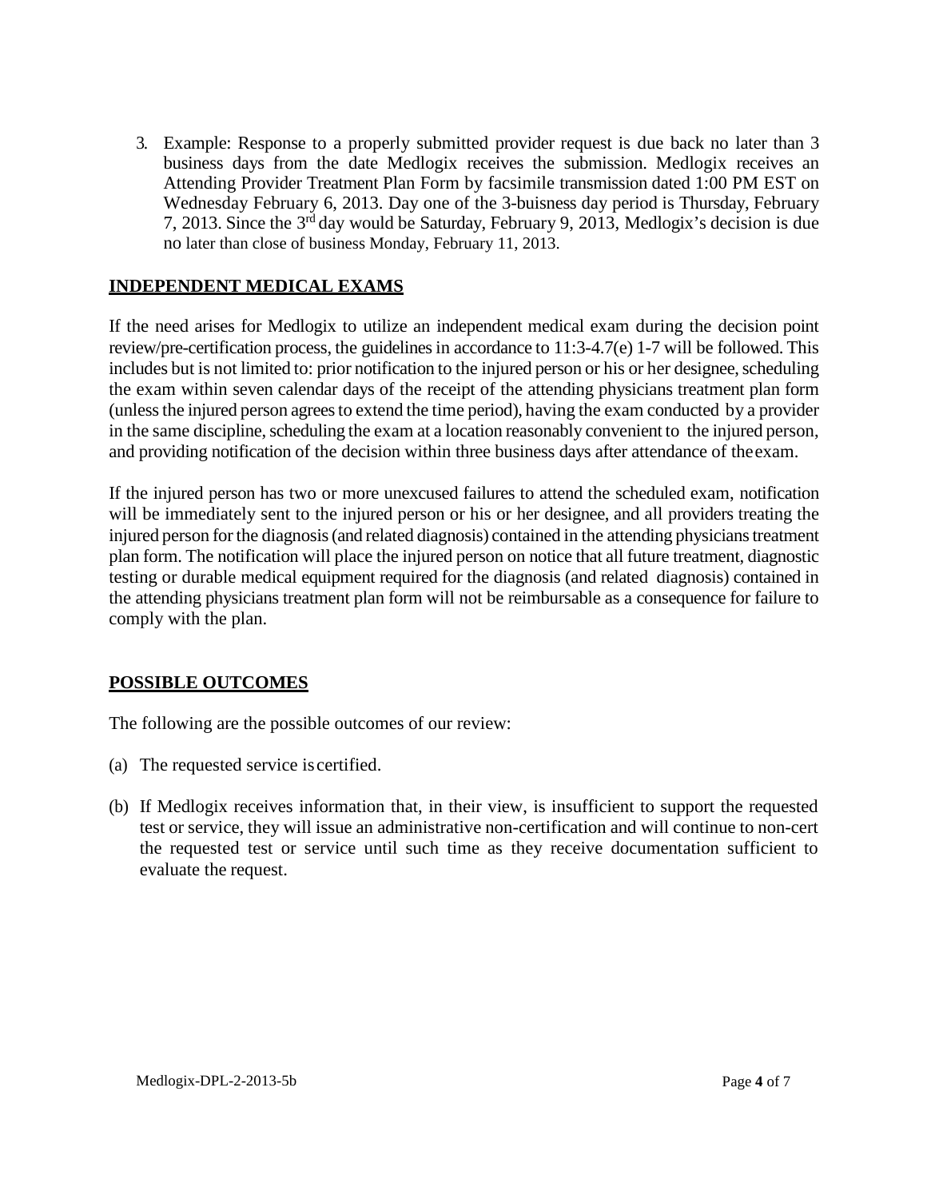3. Example: Response to a properly submitted provider request is due back no later than 3 business days from the date Medlogix receives the submission. Medlogix receives an Attending Provider Treatment Plan Form by facsimile transmission dated 1:00 PM EST on Wednesday February 6, 2013. Day one of the 3-buisness day period is Thursday, February 7, 2013. Since the 3rd day would be Saturday, February 9, 2013, Medlogix's decision is due no later than close of business Monday, February 11, 2013.

## INDEPENDENT MEDICAL EXAMS

If the need arises for Medlogix to utilize an independent medical exam during the decision point review/pre-certification process, the guidelines in accordance to 11:3-4.7(e) 1-7 will be followed. This includes but is not limited to: prior notification to the injured person or his or her designee, scheduling the exam within seven calendar days of the receipt of the attending physicians treatment plan form (unless the injured person agrees to extend the time period), having the exam conducted by a provider in the same discipline, scheduling the exam at a location reasonably convenient to the injured person, and providing notification of the decision within three business days after attendance of the exam.

If the injured person has two or more unexcused failures to attend the scheduled exam, notification will be immediately sent to the injured person or his or her designee, and all providers treating the injured person for the diagnosis (and related diagnosis) contained in the attending physicians treatment plan form. The notification will place the injured person on notice that all future treatment, diagnostic testing or durable medical equipment required for the diagnosis (and related diagnosis) contained in the attending physicians treatment plan form will not be reimbursable as a consequence for failure to comply with the plan.

## POSSIBLE OUTCOMES

The following are the possible outcomes of our review:

(a) The requested service is certified.

(b) If Medlogix receives information that, in their view, is insufficient to support the requested test or service, they will issue an administrative non-certification and will continue to non-cert the requested test or service until such time as they receive documentation sufficient to evaluate the request.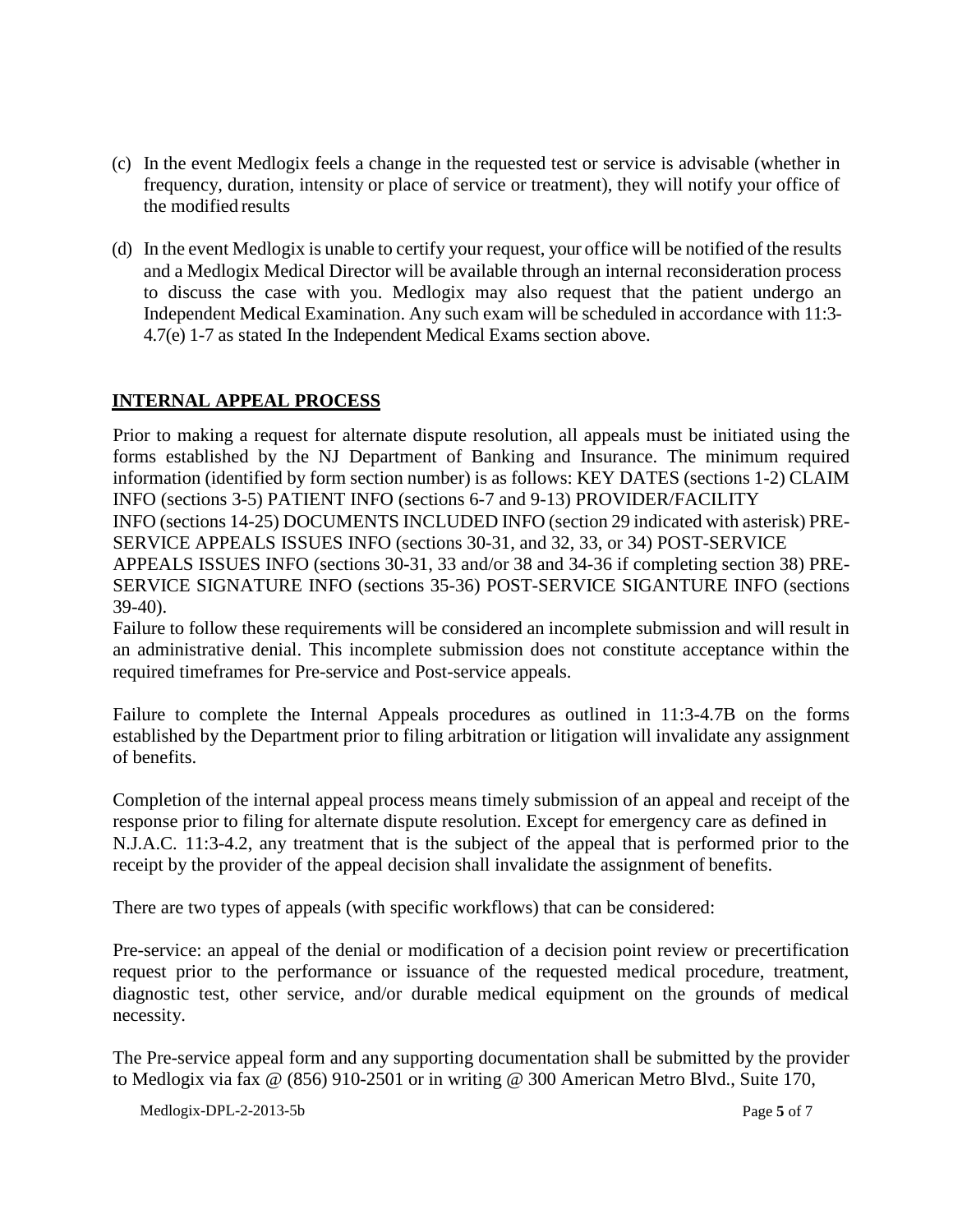(c) In the event Medlogix feels a change in the requested test or service is advisable (whether in frequency, duration, intensity or place of service or treatment), they will notify your office of the modified results

(d) In the event Medlogix is unable to certify your request, your office will be notified of the results and a Medlogix Medical Director will be available through an internal reconsideration process to discuss the case with you. Medlogix may also request that the patient undergo an Independent Medical Examination. Any such exam will be scheduled in accordance with 11:3-4.7(e) 1-7 as stated In the Independent Medical Exams section above.

## INTERNAL APPEAL PROCESS

Prior to making a request for alternate dispute resolution, all appeals must be initiated using the forms established by the NJ Department of Banking and Insurance. The minimum required information (identified by form section number) is as follows: KEY DATES (sections 1-2) CLAIM INFO (sections 3-5) PATIENT INFO (sections 6-7 and 9-13) PROVIDER/FACILITY INFO (sections 14-25) DOCUMENTS INCLUDED INFO (section 29 indicated with asterisk) PRE-SERVICE APPEALS ISSUES INFO (sections 30-31, and 32, 33, or 34) POST-SERVICE APPEALS ISSUES INFO (sections 30-31, 33 and/or 38 and 34-36 if completing section 38) PRE-SERVICE SIGNATURE INFO (sections 35-36) POST-SERVICE SIGANTURE INFO (sections 39-40).

Failure to follow these requirements will be considered an incomplete submission and will result in an administrative denial. This incomplete submission does not constitute acceptance within the required timeframes for Pre-service and Post-service appeals.

Failure to complete the Internal Appeals procedures as outlined in 11:3-4.7B on the forms established by the Department prior to filing arbitration or litigation will invalidate any assignment of benefits.

Completion of the internal appeal process means timely submission of an appeal and receipt of the response prior to filing for alternate dispute resolution. Except for emergency care as defined in N.J.A.C. 11:3-4.2, any treatment that is the subject of the appeal that is performed prior to the receipt by the provider of the appeal decision shall invalidate the assignment of benefits.

There are two types of appeals (with specific workflows) that can be considered:

Pre-service: an appeal of the denial or modification of a decision point review or precertification request prior to the performance or issuance of the requested medical procedure, treatment, diagnostic test, other service, and/or durable medical equipment on the grounds of medical necessity.

The Pre-service appeal form and any supporting documentation shall be submitted by the provider to Medlogix via fax @ (856) 910-2501 or in writing @ 300 American Metro Blvd., Suite 170,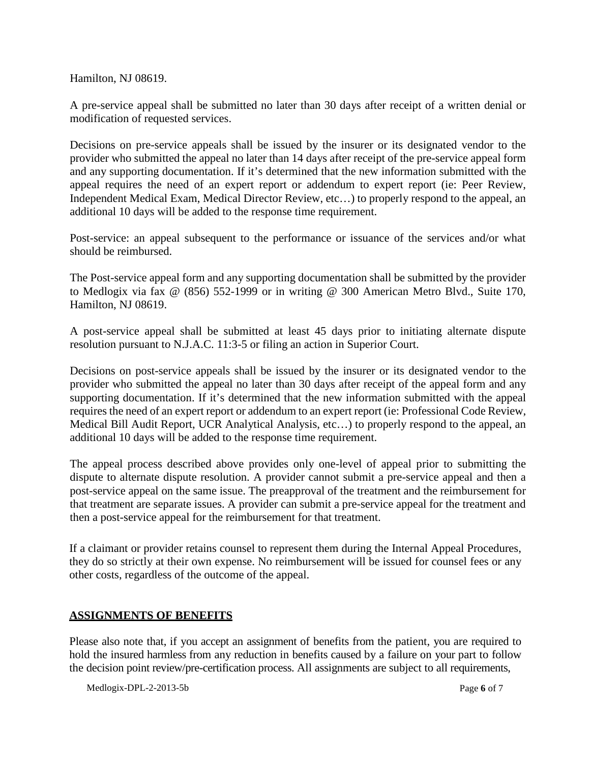Hamilton, NJ 08619.

A pre-service appeal shall be submitted no later than 30 days after receipt of a written denial or modification of requested services.

Decisions on pre-service appeals shall be issued by the insurer or its designated vendor to the provider who submitted the appeal no later than 14 days after receipt of the pre-service appeal form and any supporting documentation. If it's determined that the new information submitted with the appeal requires the need of an expert report or addendum to expert report (ie: Peer Review, Independent Medical Exam, Medical Director Review, etc…) to properly respond to the appeal, an additional 10 days will be added to the response time requirement.

Post-service: an appeal subsequent to the performance or issuance of the services and/or what should be reimbursed.

The Post-service appeal form and any supporting documentation shall be submitted by the provider to Medlogix via fax @ (856) 552-1999 or in writing @ 300 American Metro Blvd., Suite 170, Hamilton, NJ 08619.

A post-service appeal shall be submitted at least 45 days prior to initiating alternate dispute resolution pursuant to N.J.A.C. 11:3-5 or filing an action in Superior Court.

Decisions on post-service appeals shall be issued by the insurer or its designated vendor to the provider who submitted the appeal no later than 30 days after receipt of the appeal form and any supporting documentation. If it's determined that the new information submitted with the appeal requires the need of an expert report or addendum to an expert report (ie: Professional Code Review, Medical Bill Audit Report, UCR Analytical Analysis, etc…) to properly respond to the appeal, an additional 10 days will be added to the response time requirement.

The appeal process described above provides only one-level of appeal prior to submitting the dispute to alternate dispute resolution. A provider cannot submit a pre-service appeal and then a post-service appeal on the same issue. The preapproval of the treatment and the reimbursement for that treatment are separate issues. A provider can submit a pre-service appeal for the treatment and then a post-service appeal for the reimbursement for that treatment.

If a claimant or provider retains counsel to represent them during the Internal Appeal Procedures, they do so strictly at their own expense. No reimbursement will be issued for counsel fees or any other costs, regardless of the outcome of the appeal.

## **ASSIGNMENTS OF BENEFITS**

Please also note that, if you accept an assignment of benefits from the patient, you are required to hold the insured harmless from any reduction in benefits caused by a failure on your part to follow the decision point review/pre-certification process. All assignments are subject to all requirements,

Medlogix-DPL-2-2013-5b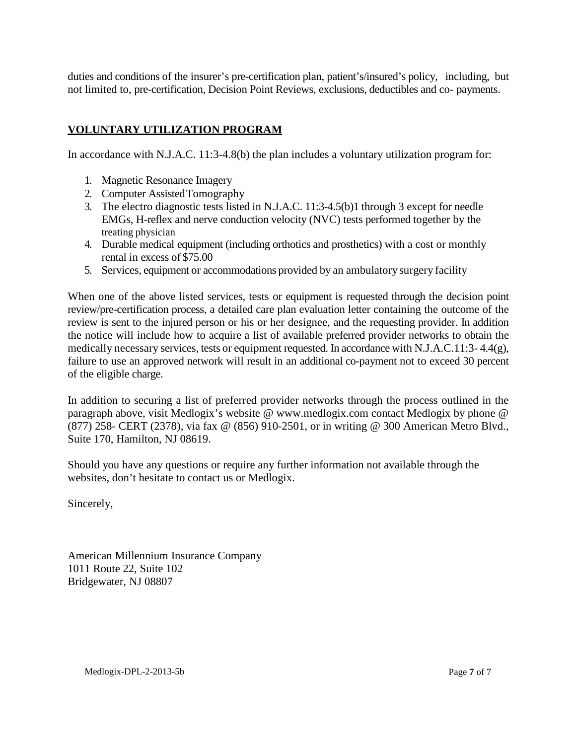duties and conditions of the insurer's pre-certification plan, patient's/insured's policy, including, but not limited to, pre-certification, Decision Point Reviews, exclusions, deductibles and co- payments.

## VOLUNTARY UTILIZATION PROGRAM

In accordance with N.J.A.C. 11:3-4.8(b) the plan includes a voluntary utilization program for:

1. Magnetic Resonance Imagery
2. Computer Assisted Tomography
3. The electro diagnostic tests listed in N.J.A.C. 11:3-4.5(b)1 through 3 except for needle EMGs, H-reflex and nerve conduction velocity (NVC) tests performed together by the treating physician
4. Durable medical equipment (including orthotics and prosthetics) with a cost or monthly rental in excess of $75.00
5. Services, equipment or accommodations provided by an ambulatory surgery facility

When one of the above listed services, tests or equipment is requested through the decision point review/pre-certification process, a detailed care plan evaluation letter containing the outcome of the review is sent to the injured person or his or her designee, and the requesting provider. In addition the notice will include how to acquire a list of available preferred provider networks to obtain the medically necessary services, tests or equipment requested. In accordance with N.J.A.C.11:3- 4.4(g), failure to use an approved network will result in an additional co-payment not to exceed 30 percent of the eligible charge.

In addition to securing a list of preferred provider networks through the process outlined in the paragraph above, visit Medlogix's website @ www.medlogix.com contact Medlogix by phone @ (877) 258- CERT (2378), via fax @ (856) 910-2501, or in writing @ 300 American Metro Blvd., Suite 170, Hamilton, NJ 08619.

Should you have any questions or require any further information not available through the websites, don't hesitate to contact us or Medlogix.

Sincerely,

American Millennium Insurance Company
1011 Route 22, Suite 102
Bridgewater, NJ 08807

Medlogix-DPL-2-2013-5b